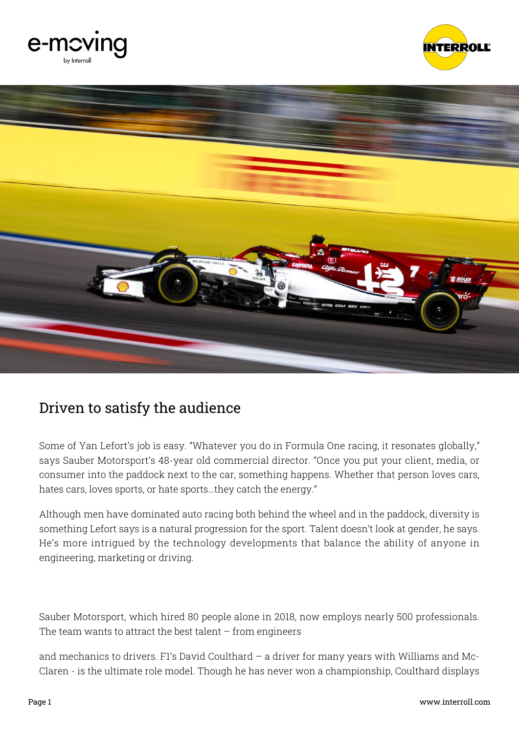# Driven to satisfy the audience

Some of Yan Lefort's job is easy. "Whatever you do in Formula One racing, it resonates globally," says Sauber Motorsport's 48-year old commercial director. "Once you put your client, media, or consumer into the paddock next to the car, something happens. Whether that person loves cars, hates cars, loves sports, or hate sports...they catch the energy."

Although men have dominated auto racing both behind the wheel and in the paddock, diversity is something Lefort says is a natural progression for the sport. Talent doesn't look at gender, he says. He's more intrigued by the technology developments that balance the ability of anyone in engineering, marketing or driving.

Sauber Motorsport, which hired 80 people alone in 2018, now employs nearly 500 professionals. The team wants to attract the best talent – from engineers

and mechanics to drivers. F1's David Coulthard – a driver for many years with Williams and Mc-Claren - is the ultimate role model. Though he has never won a championship, Coulthard displays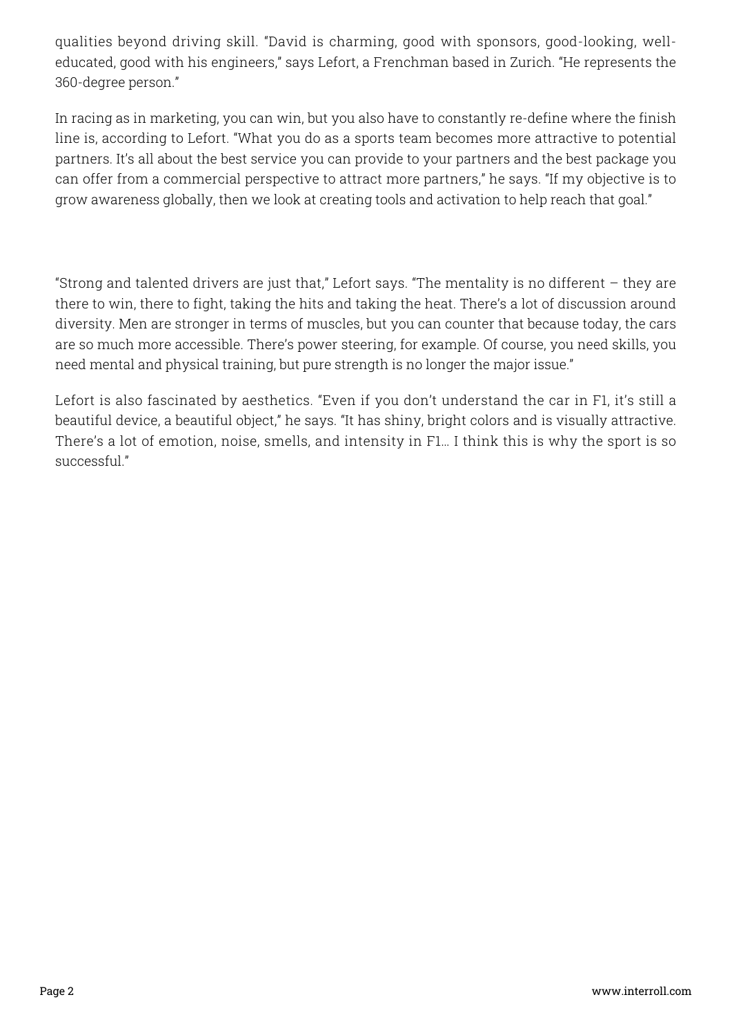qualities beyond driving skill. “David is charming, good with sponsors, good-looking, well-educated, good with his engineers,” says Lefort, a Frenchman based in Zurich. “He represents the 360-degree person.”

In racing as in marketing, you can win, but you also have to constantly re-define where the finish line is, according to Lefort. “What you do as a sports team becomes more attractive to potential partners. It’s all about the best service you can provide to your partners and the best package you can offer from a commercial perspective to attract more partners,” he says. “If my objective is to grow awareness globally, then we look at creating tools and activation to help reach that goal.”

“Strong and talented drivers are just that,” Lefort says. “The mentality is no different – they are there to win, there to fight, taking the hits and taking the heat. There’s a lot of discussion around diversity. Men are stronger in terms of muscles, but you can counter that because today, the cars are so much more accessible. There’s power steering, for example. Of course, you need skills, you need mental and physical training, but pure strength is no longer the major issue.”

Lefort is also fascinated by aesthetics. “Even if you don’t understand the car in F1, it’s still a beautiful device, a beautiful object,” he says. “It has shiny, bright colors and is visually attractive. There’s a lot of emotion, noise, smells, and intensity in F1… I think this is why the sport is so successful.”